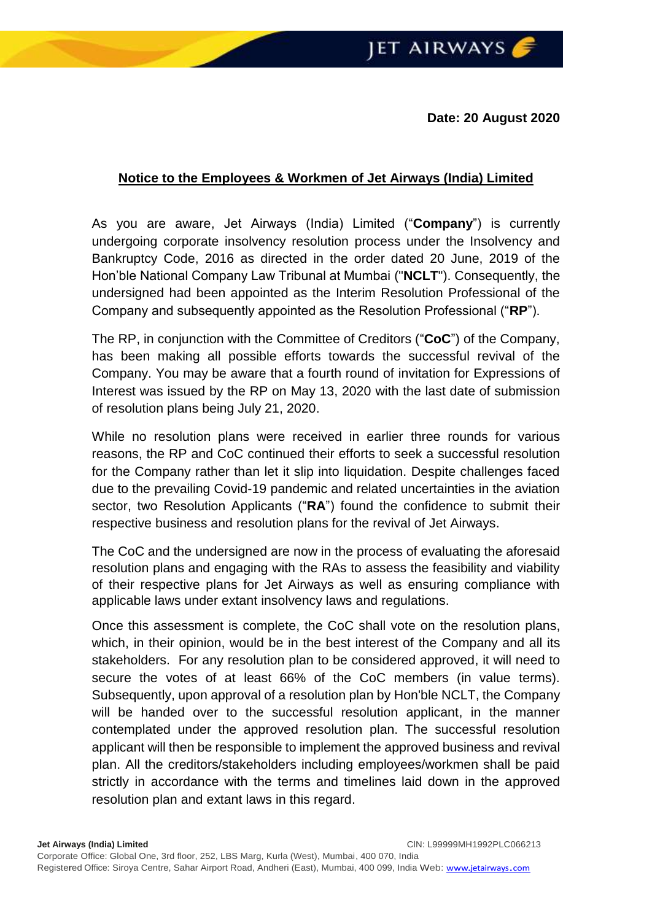**Date: 20 August 2020**

**Notice to the Employees & Workmen of Jet Airways (India) Limited**

As you are aware, Jet Airways (India) Limited ("**Company**") is currently undergoing corporate insolvency resolution process under the Insolvency and Bankruptcy Code, 2016 as directed in the order dated 20 June, 2019 of the Hon'ble National Company Law Tribunal at Mumbai ("**NCLT**"). Consequently, the undersigned had been appointed as the Interim Resolution Professional of the Company and subsequently appointed as the Resolution Professional ("**RP**").

The RP, in conjunction with the Committee of Creditors ("**CoC**") of the Company, has been making all possible efforts towards the successful revival of the Company. You may be aware that a fourth round of invitation for Expressions of Interest was issued by the RP on May 13, 2020 with the last date of submission of resolution plans being July 21, 2020.

While no resolution plans were received in earlier three rounds for various reasons, the RP and CoC continued their efforts to seek a successful resolution for the Company rather than let it slip into liquidation. Despite challenges faced due to the prevailing Covid-19 pandemic and related uncertainties in the aviation sector, two Resolution Applicants ("**RA**") found the confidence to submit their respective business and resolution plans for the revival of Jet Airways.

The CoC and the undersigned are now in the process of evaluating the aforesaid resolution plans and engaging with the RAs to assess the feasibility and viability of their respective plans for Jet Airways as well as ensuring compliance with applicable laws under extant insolvency laws and regulations.

Once this assessment is complete, the CoC shall vote on the resolution plans, which, in their opinion, would be in the best interest of the Company and all its stakeholders. For any resolution plan to be considered approved, it will need to secure the votes of at least 66% of the CoC members (in value terms). Subsequently, upon approval of a resolution plan by Hon'ble NCLT, the Company will be handed over to the successful resolution applicant, in the manner contemplated under the approved resolution plan. The successful resolution applicant will then be responsible to implement the approved business and revival plan. All the creditors/stakeholders including employees/workmen shall be paid strictly in accordance with the terms and timelines laid down in the approved resolution plan and extant laws in this regard.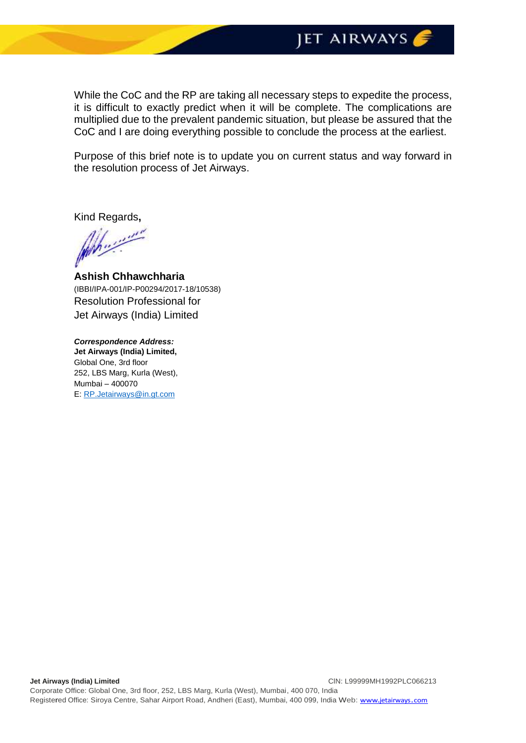While the CoC and the RP are taking all necessary steps to expedite the process, it is difficult to exactly predict when it will be complete. The complications are multiplied due to the prevalent pandemic situation, but please be assured that the CoC and I are doing everything possible to conclude the process at the earliest.

Purpose of this brief note is to update you on current status and way forward in the resolution process of Jet Airways.

Kind Regards**,**

**Ashish Chhawchharia**
(IBBI/IPA-001/IP-P00294/2017-18/10538)
Resolution Professional for
Jet Airways (India) Limited

***Correspondence Address:***
**Jet Airways (India) Limited,**
Global One, 3rd floor
252, LBS Marg, Kurla (West),
Mumbai – 400070
E: RP.Jetairways@in.gt.com

**Jet Airways (India) Limited** CIN: L99999MH1992PLC066213
Corporate Office: Global One, 3rd floor, 252, LBS Marg, Kurla (West), Mumbai, 400 070, India
Registered Office: Siroya Centre, Sahar Airport Road, Andheri (East), Mumbai, 400 099, India Web: www.jetairways.com